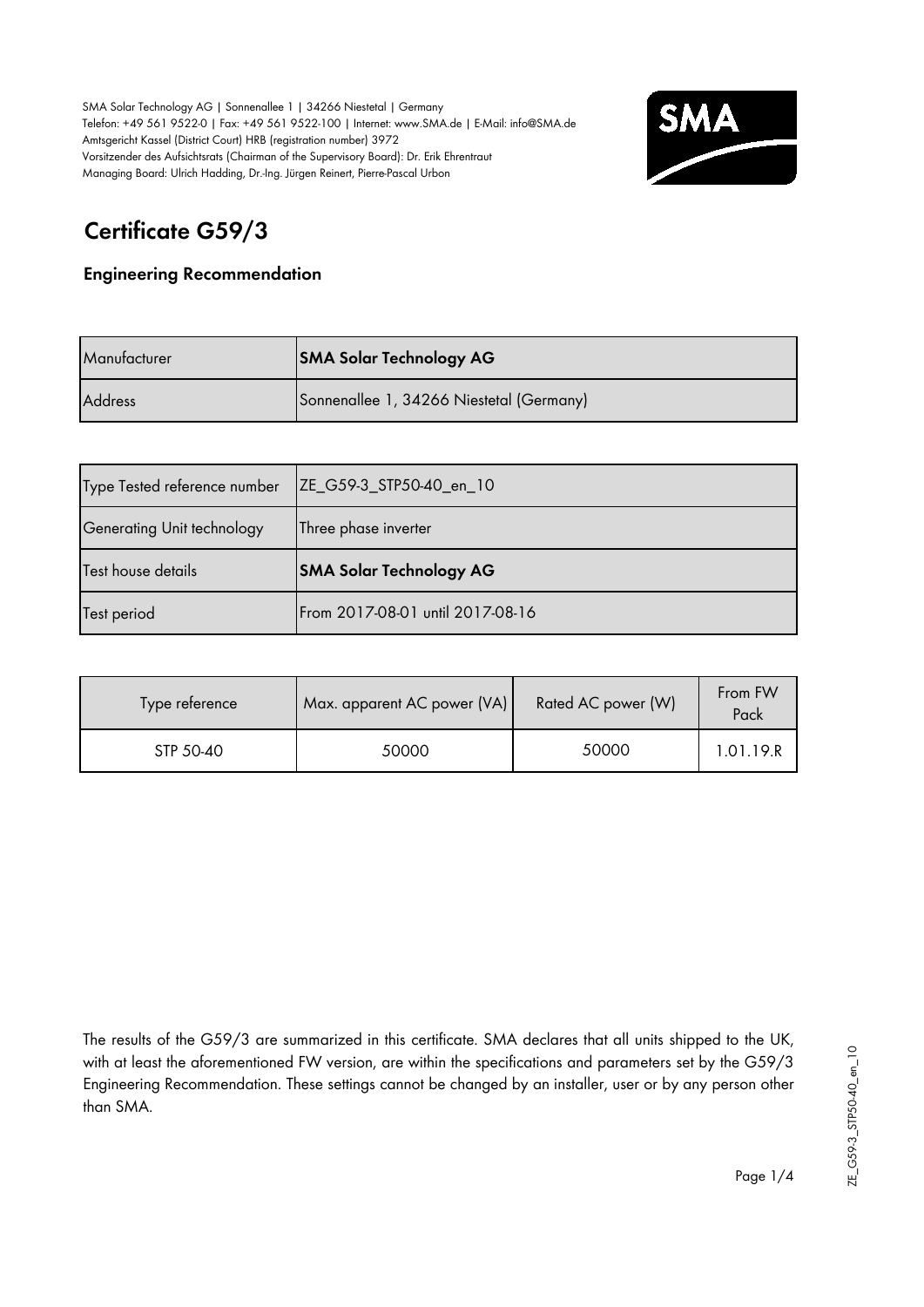SMA Solar Technology AG | Sonnenallee 1 | 34266 Niestetal | Germany
Telefon: +49 561 9522-0 | Fax: +49 561 9522-100 | Internet: www.SMA.de | E-Mail: info@SMA.de
Amtsgericht Kassel (District Court) HRB (registration number) 3972
Vorsitzender des Aufsichtsrats (Chairman of the Supervisory Board): Dr. Erik Ehrentraut
Managing Board: Ulrich Hadding, Dr.-Ing. Jürgen Reinert, Pierre-Pascal Urbon

# Certificate G59/3

## Engineering Recommendation

| Manufacturer | **SMA Solar Technology AG** |
|---|---|
| Address | Sonnenallee 1, 34266 Niestetal (Germany) |

| Type Tested reference number | ZE_G59-3_STP50-40_en_10 |
|---|---|
| Generating Unit technology | Three phase inverter |
| Test house details | **SMA Solar Technology AG** |
| Test period | From 2017-08-01 until 2017-08-16 |

| Type reference | Max. apparent AC power (VA) | Rated AC power (W) | From FW Pack |
|---|---|---|---|
| STP 50-40 | 50000 | 50000 | 1.01.19.R |

The results of the G59/3 are summarized in this certificate. SMA declares that all units shipped to the UK, with at least the aforementioned FW version, are within the specifications and parameters set by the G59/3 Engineering Recommendation. These settings cannot be changed by an installer, user or by any person other than SMA.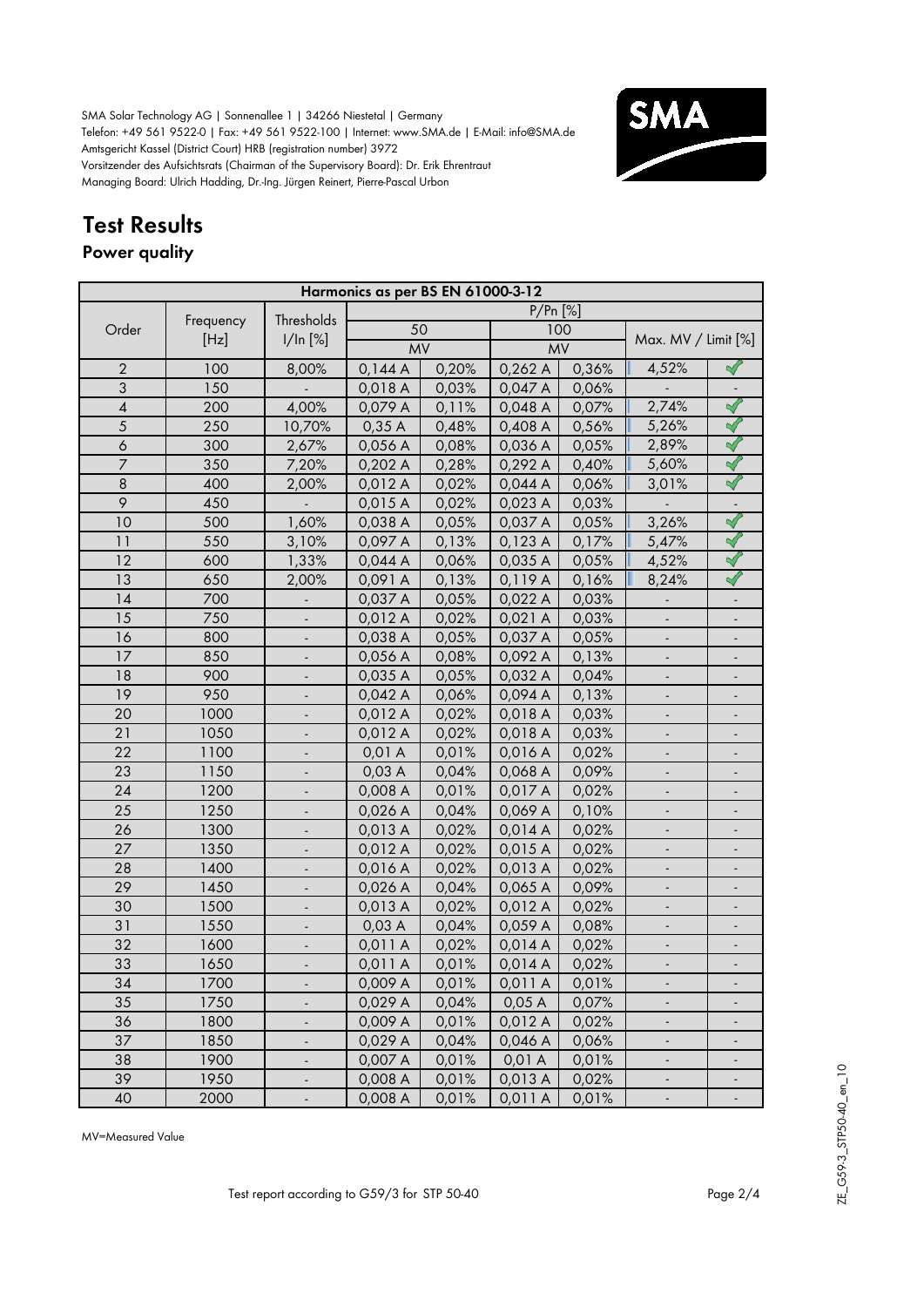SMA Solar Technology AG | Sonnenallee 1 | 34266 Niestetal | Germany
Telefon: +49 561 9522-0 | Fax: +49 561 9522-100 | Internet: www.SMA.de | E-Mail: info@SMA.de
Amtsgericht Kassel (District Court) HRB (registration number) 3972
Vorsitzender des Aufsichtsrats (Chairman of the Supervisory Board): Dr. Erik Ehrentraut
Managing Board: Ulrich Hadding, Dr.-Ing. Jürgen Reinert, Pierre-Pascal Urbon

# Test Results

## Power quality

| Harmonics as per BS EN 61000-3-12 | | | | | | | | |
|---|---|---|---|---|---|---|---|---|
| Order | Frequency [Hz] | Thresholds I/In [%] | P/Pn [%] | | | | | |
| | | | 50 | | 100 | | Max. MV / Limit [%] | |
| | | | MV | | MV | | | |
| 2 | 100 | 8,00% | 0,144 A | 0,20% | 0,262 A | 0,36% | 4,52% | ✓ |
| 3 | 150 | - | 0,018 A | 0,03% | 0,047 A | 0,06% | - | - |
| 4 | 200 | 4,00% | 0,079 A | 0,11% | 0,048 A | 0,07% | 2,74% | ✓ |
| 5 | 250 | 10,70% | 0,35 A | 0,48% | 0,408 A | 0,56% | 5,26% | ✓ |
| 6 | 300 | 2,67% | 0,056 A | 0,08% | 0,036 A | 0,05% | 2,89% | ✓ |
| 7 | 350 | 7,20% | 0,202 A | 0,28% | 0,292 A | 0,40% | 5,60% | ✓ |
| 8 | 400 | 2,00% | 0,012 A | 0,02% | 0,044 A | 0,06% | 3,01% | ✓ |
| 9 | 450 | - | 0,015 A | 0,02% | 0,023 A | 0,03% | - | - |
| 10 | 500 | 1,60% | 0,038 A | 0,05% | 0,037 A | 0,05% | 3,26% | ✓ |
| 11 | 550 | 3,10% | 0,097 A | 0,13% | 0,123 A | 0,17% | 5,47% | ✓ |
| 12 | 600 | 1,33% | 0,044 A | 0,06% | 0,035 A | 0,05% | 4,52% | ✓ |
| 13 | 650 | 2,00% | 0,091 A | 0,13% | 0,119 A | 0,16% | 8,24% | ✓ |
| 14 | 700 | - | 0,037 A | 0,05% | 0,022 A | 0,03% | - | - |
| 15 | 750 | - | 0,012 A | 0,02% | 0,021 A | 0,03% | - | - |
| 16 | 800 | - | 0,038 A | 0,05% | 0,037 A | 0,05% | - | - |
| 17 | 850 | - | 0,056 A | 0,08% | 0,092 A | 0,13% | - | - |
| 18 | 900 | - | 0,035 A | 0,05% | 0,032 A | 0,04% | - | - |
| 19 | 950 | - | 0,042 A | 0,06% | 0,094 A | 0,13% | - | - |
| 20 | 1000 | - | 0,012 A | 0,02% | 0,018 A | 0,03% | - | - |
| 21 | 1050 | - | 0,012 A | 0,02% | 0,018 A | 0,03% | - | - |
| 22 | 1100 | - | 0,01 A | 0,01% | 0,016 A | 0,02% | - | - |
| 23 | 1150 | - | 0,03 A | 0,04% | 0,068 A | 0,09% | - | - |
| 24 | 1200 | - | 0,008 A | 0,01% | 0,017 A | 0,02% | - | - |
| 25 | 1250 | - | 0,026 A | 0,04% | 0,069 A | 0,10% | - | - |
| 26 | 1300 | - | 0,013 A | 0,02% | 0,014 A | 0,02% | - | - |
| 27 | 1350 | - | 0,012 A | 0,02% | 0,015 A | 0,02% | - | - |
| 28 | 1400 | - | 0,016 A | 0,02% | 0,013 A | 0,02% | - | - |
| 29 | 1450 | - | 0,026 A | 0,04% | 0,065 A | 0,09% | - | - |
| 30 | 1500 | - | 0,013 A | 0,02% | 0,012 A | 0,02% | - | - |
| 31 | 1550 | - | 0,03 A | 0,04% | 0,059 A | 0,08% | - | - |
| 32 | 1600 | - | 0,011 A | 0,02% | 0,014 A | 0,02% | - | - |
| 33 | 1650 | - | 0,011 A | 0,01% | 0,014 A | 0,02% | - | - |
| 34 | 1700 | - | 0,009 A | 0,01% | 0,011 A | 0,01% | - | - |
| 35 | 1750 | - | 0,029 A | 0,04% | 0,05 A | 0,07% | - | - |
| 36 | 1800 | - | 0,009 A | 0,01% | 0,012 A | 0,02% | - | - |
| 37 | 1850 | - | 0,029 A | 0,04% | 0,046 A | 0,06% | - | - |
| 38 | 1900 | - | 0,007 A | 0,01% | 0,01 A | 0,01% | - | - |
| 39 | 1950 | - | 0,008 A | 0,01% | 0,013 A | 0,02% | - | - |
| 40 | 2000 | - | 0,008 A | 0,01% | 0,011 A | 0,01% | - | - |

MV=Measured Value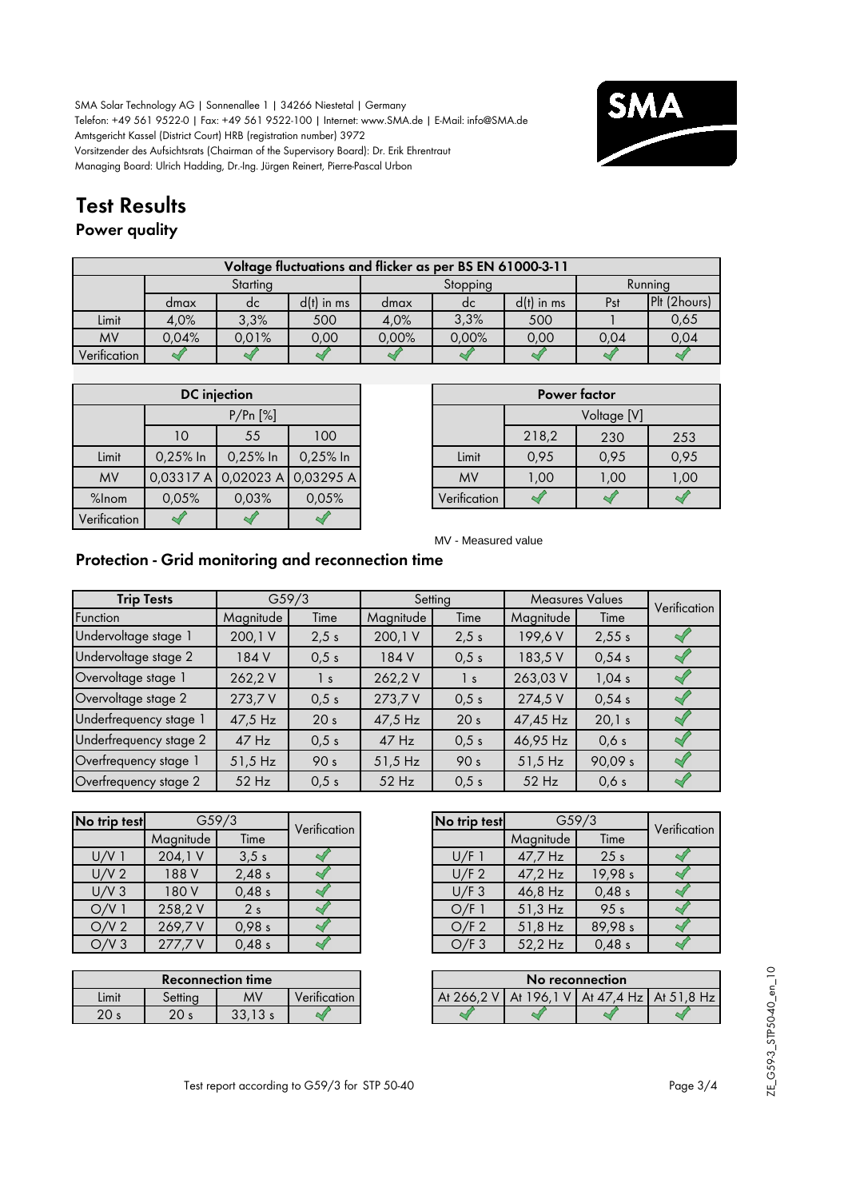SMA Solar Technology AG | Sonnenallee 1 | 34266 Niestetal | Germany
Telefon: +49 561 9522-0 | Fax: +49 561 9522-100 | Internet: www.SMA.de | E-Mail: info@SMA.de
Amtsgericht Kassel (District Court) HRB (registration number) 3972
Vorsitzender des Aufsichtsrats (Chairman of the Supervisory Board): Dr. Erik Ehrentraut
Managing Board: Ulrich Hadding, Dr.-Ing. Jürgen Reinert, Pierre-Pascal Urbon

# Test Results

## Power quality

| Voltage fluctuations and flicker as per BS EN 61000-3-11 | | | | | | | | |
|---|---|---|---|---|---|---|---|---|
| | Starting | | | Stopping | | | Running | |
| | dmax | dc | d(t) in ms | dmax | dc | d(t) in ms | Pst | Plt (2hours) |
| Limit | 4,0% | 3,3% | 500 | 4,0% | 3,3% | 500 | 1 | 0,65 |
| MV | 0,04% | 0,01% | 0,00 | 0,00% | 0,00% | 0,00 | 0,04 | 0,04 |
| Verification | ✓ | ✓ | ✓ | ✓ | ✓ | ✓ | ✓ | ✓ |

| DC injection | | | |
|---|---|---|---|
| | P/Pn [%] | | |
| | 10 | 55 | 100 |
| Limit | 0,25% In | 0,25% In | 0,25% In |
| MV | 0,03317 A | 0,02023 A | 0,03295 A |
| %Inom | 0,05% | 0,03% | 0,05% |
| Verification | ✓ | ✓ | ✓ |

| Power factor | | | |
|---|---|---|---|
| | Voltage [V] | | |
| | 218,2 | 230 | 253 |
| Limit | 0,95 | 0,95 | 0,95 |
| MV | 1,00 | 1,00 | 1,00 |
| Verification | ✓ | ✓ | ✓ |

MV - Measured value

## Protection - Grid monitoring and reconnection time

| Trip Tests | G59/3 | | Setting | | Measures Values | | Verification |
|---|---|---|---|---|---|---|---|
| Function | Magnitude | Time | Magnitude | Time | Magnitude | Time | |
| Undervoltage stage 1 | 200,1 V | 2,5 s | 200,1 V | 2,5 s | 199,6 V | 2,55 s | ✓ |
| Undervoltage stage 2 | 184 V | 0,5 s | 184 V | 0,5 s | 183,5 V | 0,54 s | ✓ |
| Overvoltage stage 1 | 262,2 V | 1 s | 262,2 V | 1 s | 263,03 V | 1,04 s | ✓ |
| Overvoltage stage 2 | 273,7 V | 0,5 s | 273,7 V | 0,5 s | 274,5 V | 0,54 s | ✓ |
| Underfrequency stage 1 | 47,5 Hz | 20 s | 47,5 Hz | 20 s | 47,45 Hz | 20,1 s | ✓ |
| Underfrequency stage 2 | 47 Hz | 0,5 s | 47 Hz | 0,5 s | 46,95 Hz | 0,6 s | ✓ |
| Overfrequency stage 1 | 51,5 Hz | 90 s | 51,5 Hz | 90 s | 51,5 Hz | 90,09 s | ✓ |
| Overfrequency stage 2 | 52 Hz | 0,5 s | 52 Hz | 0,5 s | 52 Hz | 0,6 s | ✓ |

| No trip test | G59/3 | | Verification |
|---|---|---|---|
| | Magnitude | Time | |
| U/V 1 | 204,1 V | 3,5 s | ✓ |
| U/V 2 | 188 V | 2,48 s | ✓ |
| U/V 3 | 180 V | 0,48 s | ✓ |
| O/V 1 | 258,2 V | 2 s | ✓ |
| O/V 2 | 269,7 V | 0,98 s | ✓ |
| O/V 3 | 277,7 V | 0,48 s | ✓ |

| No trip test | G59/3 | | Verification |
|---|---|---|---|
| | Magnitude | Time | |
| U/F 1 | 47,7 Hz | 25 s | ✓ |
| U/F 2 | 47,2 Hz | 19,98 s | ✓ |
| U/F 3 | 46,8 Hz | 0,48 s | ✓ |
| O/F 1 | 51,3 Hz | 95 s | ✓ |
| O/F 2 | 51,8 Hz | 89,98 s | ✓ |
| O/F 3 | 52,2 Hz | 0,48 s | ✓ |

| Reconnection time | | | |
|---|---|---|---|
| Limit | Setting | MV | Verification |
| 20 s | 20 s | 33,13 s | ✓ |

| No reconnection | | | |
|---|---|---|---|
| At 266,2 V | At 196,1 V | At 47,4 Hz | At 51,8 Hz |
| ✓ | ✓ | ✓ | ✓ |

Test report according to G59/3 for STP 50-40

ZE_G593_STP5040_en_10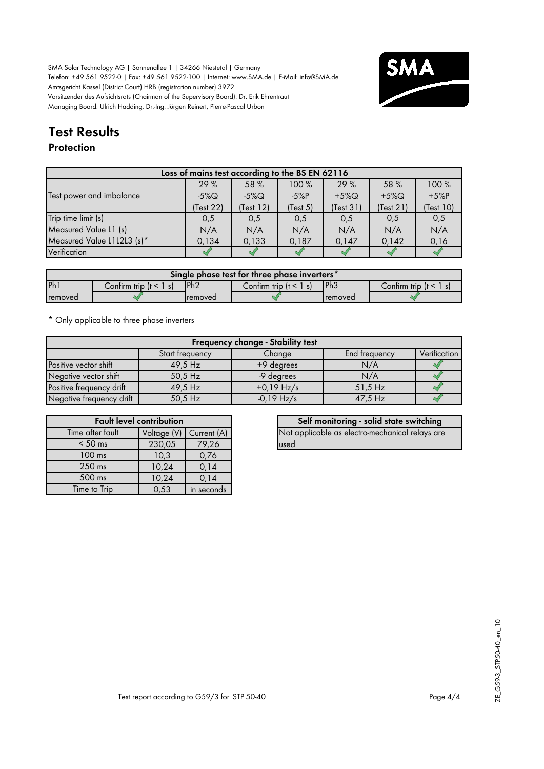SMA Solar Technology AG | Sonnenallee 1 | 34266 Niestetal | Germany
Telefon: +49 561 9522-0 | Fax: +49 561 9522-100 | Internet: www.SMA.de | E-Mail: info@SMA.de
Amtsgericht Kassel (District Court) HRB (registration number) 3972
Vorsitzender des Aufsichtsrats (Chairman of the Supervisory Board): Dr. Erik Ehrentraut
Managing Board: Ulrich Hadding, Dr.-Ing. Jürgen Reinert, Pierre-Pascal Urbon

# Test Results

## Protection

| Loss of mains test according to the BS EN 62116 | | | | | | |
|---|---|---|---|---|---|---|
| Test power and imbalance | 29 % -5%Q (Test 22) | 58 % -5%Q (Test 12) | 100 % -5%P (Test 5) | 29 % +5%Q (Test 31) | 58 % +5%Q (Test 21) | 100 % +5%P (Test 10) |
| Trip time limit (s) | 0,5 | 0,5 | 0,5 | 0,5 | 0,5 | 0,5 |
| Measured Value L1 (s) | N/A | N/A | N/A | N/A | N/A | N/A |
| Measured Value L1L2L3 (s)* | 0,134 | 0,133 | 0,187 | 0,147 | 0,142 | 0,16 |
| Verification | ✓ | ✓ | ✓ | ✓ | ✓ | ✓ |

| Single phase test for three phase inverters* | | | | | |
|---|---|---|---|---|---|
| Ph1 | Confirm trip (t < 1 s) | Ph2 | Confirm trip (t < 1 s) | Ph3 | Confirm trip (t < 1 s) |
| removed | ✓ | removed | ✓ | removed | ✓ |

* Only applicable to three phase inverters

| Frequency change - Stability test | | | | |
|---|---|---|---|---|
| | Start frequency | Change | End frequency | Verification |
| Positive vector shift | 49,5 Hz | +9 degrees | N/A | ✓ |
| Negative vector shift | 50,5 Hz | -9 degrees | N/A | ✓ |
| Positive frequency drift | 49,5 Hz | +0,19 Hz/s | 51,5 Hz | ✓ |
| Negative frequency drift | 50,5 Hz | -0,19 Hz/s | 47,5 Hz | ✓ |

| Fault level contribution | | |
|---|---|---|
| Time after fault | Voltage (V) | Current (A) |
| < 50 ms | 230,05 | 79,26 |
| 100 ms | 10,3 | 0,76 |
| 250 ms | 10,24 | 0,14 |
| 500 ms | 10,24 | 0,14 |
| Time to Trip | 0,53 | in seconds |

| Self monitoring - solid state switching |
|---|
| Not applicable as electro-mechanical relays are used |

Test report according to G59/3 for STP 50-40

ZE_G59-3_STP50-40_en_10